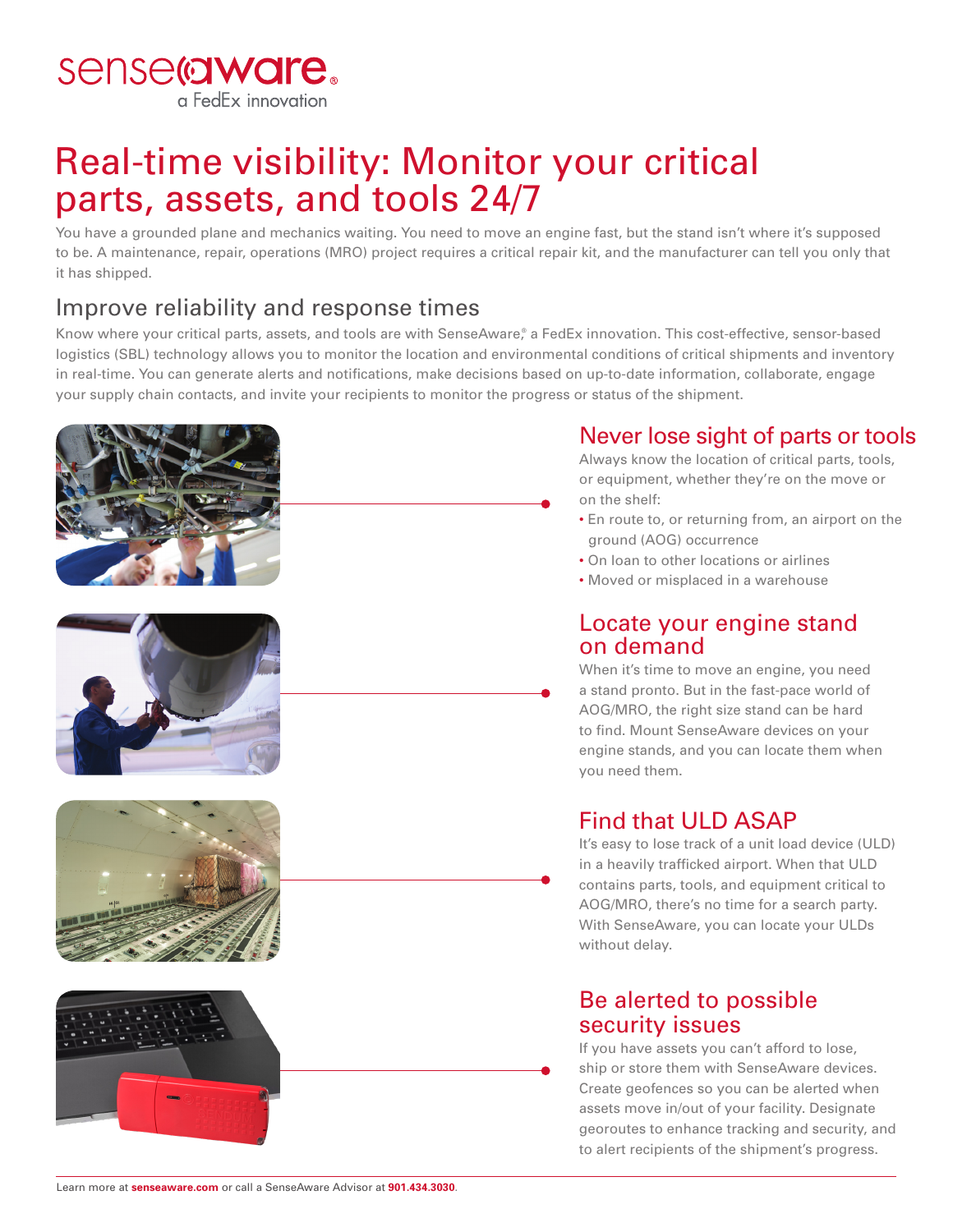senseaware® a FedEx innovation

# Real-time visibility: Monitor your critical parts, assets, and tools 24/7

You have a grounded plane and mechanics waiting. You need to move an engine fast, but the stand isn't where it's supposed to be. A maintenance, repair, operations (MRO) project requires a critical repair kit, and the manufacturer can tell you only that it has shipped.

## Improve reliability and response times

Know where your critical parts, assets, and tools are with SenseAware,® a FedEx innovation. This cost-effective, sensor-based logistics (SBL) technology allows you to monitor the location and environmental conditions of critical shipments and inventory in real-time. You can generate alerts and notifications, make decisions based on up-to-date information, collaborate, engage your supply chain contacts, and invite your recipients to monitor the progress or status of the shipment.

### Never lose sight of parts or tools

Always know the location of critical parts, tools, or equipment, whether they're on the move or on the shelf:

- En route to, or returning from, an airport on the ground (AOG) occurrence
- On loan to other locations or airlines
- Moved or misplaced in a warehouse

### Locate your engine stand on demand

When it's time to move an engine, you need a stand pronto. But in the fast-pace world of AOG/MRO, the right size stand can be hard to find. Mount SenseAware devices on your engine stands, and you can locate them when you need them.

### Find that ULD ASAP

It's easy to lose track of a unit load device (ULD) in a heavily trafficked airport. When that ULD contains parts, tools, and equipment critical to AOG/MRO, there's no time for a search party. With SenseAware, you can locate your ULDs without delay.

### Be alerted to possible security issues

If you have assets you can't afford to lose, ship or store them with SenseAware devices. Create geofences so you can be alerted when assets move in/out of your facility. Designate georoutes to enhance tracking and security, and to alert recipients of the shipment's progress.

Learn more at **senseaware.com** or call a SenseAware Advisor at **901.434.3030**.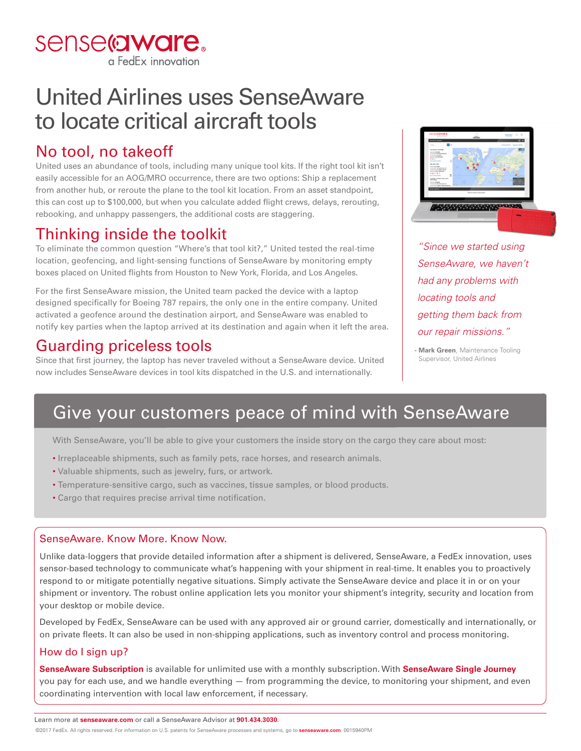senseaware®
a FedEx innovation

# United Airlines uses SenseAware to locate critical aircraft tools

## No tool, no takeoff

United uses an abundance of tools, including many unique tool kits. If the right tool kit isn't easily accessible for an AOG/MRO occurrence, there are two options: Ship a replacement from another hub, or reroute the plane to the tool kit location. From an asset standpoint, this can cost up to $100,000, but when you calculate added flight crews, delays, rerouting, rebooking, and unhappy passengers, the additional costs are staggering.

## Thinking inside the toolkit

To eliminate the common question "Where's that tool kit?," United tested the real-time location, geofencing, and light-sensing functions of SenseAware by monitoring empty boxes placed on United flights from Houston to New York, Florida, and Los Angeles.

For the first SenseAware mission, the United team packed the device with a laptop designed specifically for Boeing 787 repairs, the only one in the entire company. United activated a geofence around the destination airport, and SenseAware was enabled to notify key parties when the laptop arrived at its destination and again when it left the area.

## Guarding priceless tools

Since that first journey, the laptop has never traveled without a SenseAware device. United now includes SenseAware devices in tool kits dispatched in the U.S. and internationally.

*"Since we started using SenseAware, we haven't had any problems with locating tools and getting them back from our repair missions."*

\- **Mark Green**, Maintenance Tooling Supervisor, United Airlines

## Give your customers peace of mind with SenseAware

With SenseAware, you'll be able to give your customers the inside story on the cargo they care about most:

- Irreplaceable shipments, such as family pets, race horses, and research animals.
- Valuable shipments, such as jewelry, furs, or artwork.
- Temperature-sensitive cargo, such as vaccines, tissue samples, or blood products.
- Cargo that requires precise arrival time notification.

### SenseAware. Know More. Know Now.

Unlike data-loggers that provide detailed information after a shipment is delivered, SenseAware, a FedEx innovation, uses sensor-based technology to communicate what's happening with your shipment in real-time. It enables you to proactively respond to or mitigate potentially negative situations. Simply activate the SenseAware device and place it in or on your shipment or inventory. The robust online application lets you monitor your shipment's integrity, security and location from your desktop or mobile device.

Developed by FedEx, SenseAware can be used with any approved air or ground carrier, domestically and internationally, or on private fleets. It can also be used in non-shipping applications, such as inventory control and process monitoring.

### How do I sign up?

**SenseAware Subscription** is available for unlimited use with a monthly subscription. With **SenseAware Single Journey** you pay for each use, and we handle everything — from programming the device, to monitoring your shipment, and even coordinating intervention with local law enforcement, if necessary.

Learn more at **senseaware.com** or call a SenseAware Advisor at **901.434.3030**.

©2017 FedEx. All rights reserved. For information on U.S. patents for SenseAware processes and systems, go to **senseaware.com**. 0015940PM